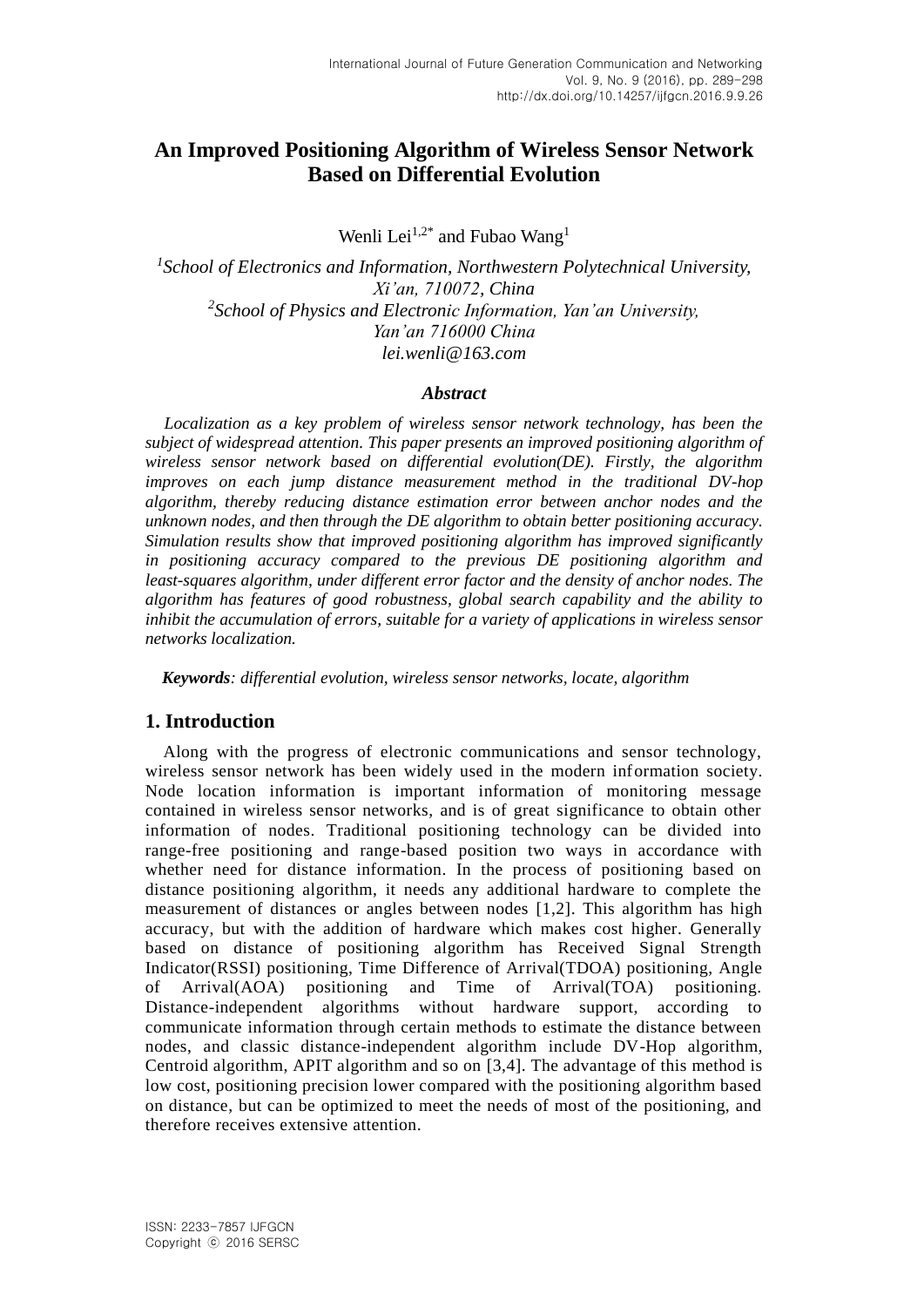# An Improved Positioning Algorithm of Wireless Sensor Network Based on Differential Evolution

Wenli Lei[1,2*] and Fubao Wang[1]

[1]*School of Electronics and Information, Northwestern Polytechnical University, Xi'an, 710072, China*
[2]*School of Physics and Electronic Information, Yan'an University, Yan'an 716000 China*
*lei.wenli@163.com*

### *Abstract*

*Localization as a key problem of wireless sensor network technology, has been the subject of widespread attention. This paper presents an improved positioning algorithm of wireless sensor network based on differential evolution(DE). Firstly, the algorithm improves on each jump distance measurement method in the traditional DV-hop algorithm, thereby reducing distance estimation error between anchor nodes and the unknown nodes, and then through the DE algorithm to obtain better positioning accuracy. Simulation results show that improved positioning algorithm has improved significantly in positioning accuracy compared to the previous DE positioning algorithm and least-squares algorithm, under different error factor and the density of anchor nodes. The algorithm has features of good robustness, global search capability and the ability to inhibit the accumulation of errors, suitable for a variety of applications in wireless sensor networks localization.*

***Keywords**: differential evolution, wireless sensor networks, locate, algorithm*

## 1. Introduction

Along with the progress of electronic communications and sensor technology, wireless sensor network has been widely used in the modern information society. Node location information is important information of monitoring message contained in wireless sensor networks, and is of great significance to obtain other information of nodes. Traditional positioning technology can be divided into range-free positioning and range-based position two ways in accordance with whether need for distance information. In the process of positioning based on distance positioning algorithm, it needs any additional hardware to complete the measurement of distances or angles between nodes [1,2]. This algorithm has high accuracy, but with the addition of hardware which makes cost higher. Generally based on distance of positioning algorithm has Received Signal Strength Indicator(RSSI) positioning, Time Difference of Arrival(TDOA) positioning, Angle of Arrival(AOA) positioning and Time of Arrival(TOA) positioning. Distance-independent algorithms without hardware support, according to communicate information through certain methods to estimate the distance between nodes, and classic distance-independent algorithm include DV-Hop algorithm, Centroid algorithm, APIT algorithm and so on [3,4]. The advantage of this method is low cost, positioning precision lower compared with the positioning algorithm based on distance, but can be optimized to meet the needs of most of the positioning, and therefore receives extensive attention.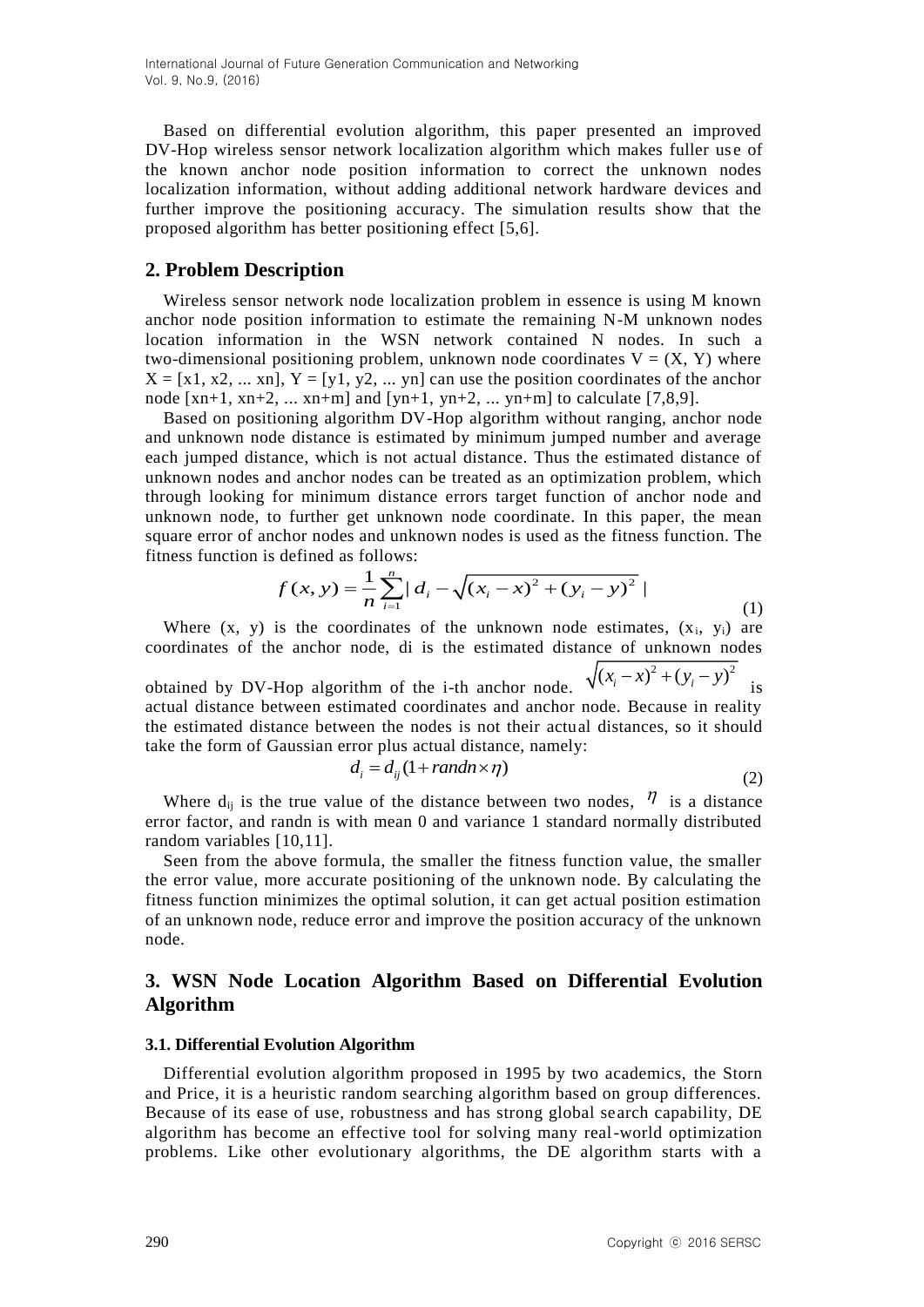Based on differential evolution algorithm, this paper presented an improved DV-Hop wireless sensor network localization algorithm which makes fuller use of the known anchor node position information to correct the unknown nodes localization information, without adding additional network hardware devices and further improve the positioning accuracy. The simulation results show that the proposed algorithm has better positioning effect [5,6].

## 2. Problem Description

Wireless sensor network node localization problem in essence is using M known anchor node position information to estimate the remaining N-M unknown nodes location information in the WSN network contained N nodes. In such a two-dimensional positioning problem, unknown node coordinates V = (X, Y) where X = [x1, x2, ... xn], Y = [y1, y2, ... yn] can use the position coordinates of the anchor node [xn+1, xn+2, ... xn+m] and [yn+1, yn+2, ... yn+m] to calculate [7,8,9].

Based on positioning algorithm DV-Hop algorithm without ranging, anchor node and unknown node distance is estimated by minimum jumped number and average each jumped distance, which is not actual distance. Thus the estimated distance of unknown nodes and anchor nodes can be treated as an optimization problem, which through looking for minimum distance errors target function of anchor node and unknown node, to further get unknown node coordinate. In this paper, the mean square error of anchor nodes and unknown nodes is used as the fitness function. The fitness function is defined as follows:

$$f(x,y) = \frac{1}{n}\sum_{i=1}^{n} | d_i - \sqrt{(x_i - x)^2 + (y_i - y)^2} | \tag{1}$$

Where (x, y) is the coordinates of the unknown node estimates, ($x_i$, $y_i$) are coordinates of the anchor node, di is the estimated distance of unknown nodes obtained by DV-Hop algorithm of the i-th anchor node. $\sqrt{(x_i - x)^2 + (y_i - y)^2}$ is actual distance between estimated coordinates and anchor node. Because in reality the estimated distance between the nodes is not their actual distances, so it should take the form of Gaussian error plus actual distance, namely:

$$d_i = d_{ij}(1 + randn \times \eta) \tag{2}$$

Where $d_{ij}$ is the true value of the distance between two nodes, $\eta$ is a distance error factor, and randn is with mean 0 and variance 1 standard normally distributed random variables [10,11].

Seen from the above formula, the smaller the fitness function value, the smaller the error value, more accurate positioning of the unknown node. By calculating the fitness function minimizes the optimal solution, it can get actual position estimation of an unknown node, reduce error and improve the position accuracy of the unknown node.

## 3. WSN Node Location Algorithm Based on Differential Evolution Algorithm

### 3.1. Differential Evolution Algorithm

Differential evolution algorithm proposed in 1995 by two academics, the Storn and Price, it is a heuristic random searching algorithm based on group differences. Because of its ease of use, robustness and has strong global search capability, DE algorithm has become an effective tool for solving many real-world optimization problems. Like other evolutionary algorithms, the DE algorithm starts with a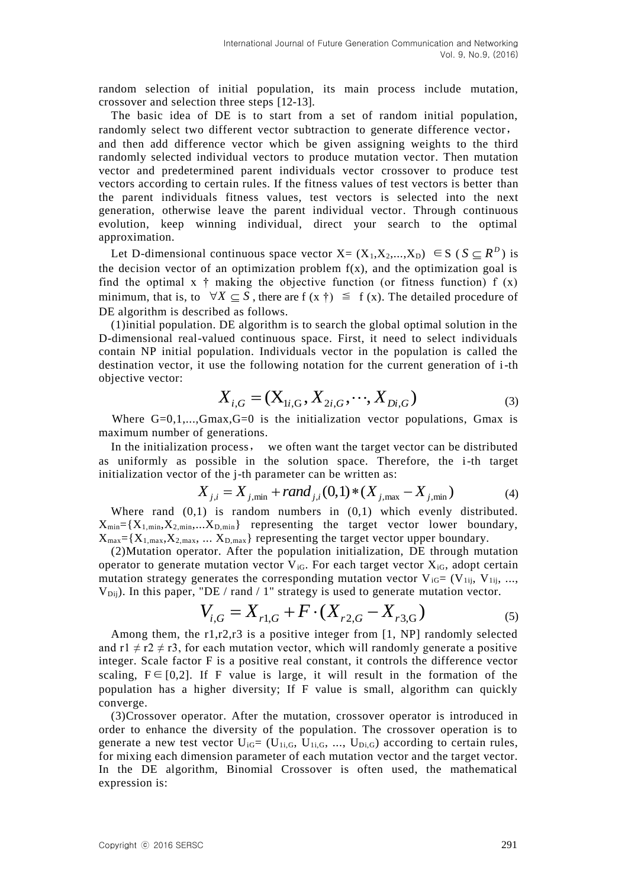random selection of initial population, its main process include mutation, crossover and selection three steps [12-13].

The basic idea of DE is to start from a set of random initial population, randomly select two different vector subtraction to generate difference vector, and then add difference vector which be given assigning weights to the third randomly selected individual vectors to produce mutation vector. Then mutation vector and predetermined parent individuals vector crossover to produce test vectors according to certain rules. If the fitness values of test vectors is better than the parent individuals fitness values, test vectors is selected into the next generation, otherwise leave the parent individual vector. Through continuous evolution, keep winning individual, direct your search to the optimal approximation.

Let D-dimensional continuous space vector $X=(X_1,X_2,...,X_D) \in S$ ($S \subseteq R^D$) is the decision vector of an optimization problem f(x), and the optimization goal is find the optimal x † making the objective function (or fitness function) f (x) minimum, that is, to $\forall X \subseteq S$, there are f (x †) ≦ f (x). The detailed procedure of DE algorithm is described as follows.

(1)initial population. DE algorithm is to search the global optimal solution in the D-dimensional real-valued continuous space. First, it need to select individuals contain NP initial population. Individuals vector in the population is called the destination vector, it use the following notation for the current generation of i-th objective vector:

$$X_{i,G} = (X_{1i,G}, X_{2i,G}, \cdots, X_{Di,G}) \tag{3}$$

Where G=0,1,...,Gmax,G=0 is the initialization vector populations, Gmax is maximum number of generations.

In the initialization process, we often want the target vector can be distributed as uniformly as possible in the solution space. Therefore, the i-th target initialization vector of the j-th parameter can be written as:

$$X_{j,i} = X_{j,\min} + rand_{j,i}(0,1) * (X_{j,\max} - X_{j,\min}) \tag{4}$$

Where rand (0,1) is random numbers in (0,1) which evenly distributed. $X_{min}=\{X_{1,min},X_{2,min},...X_{D,min}\}$ representing the target vector lower boundary, $X_{max}=\{X_{1,max},X_{2,max}, ... X_{D,max}\}$ representing the target vector upper boundary.

(2)Mutation operator. After the population initialization, DE through mutation operator to generate mutation vector $V_{iG}$. For each target vector $X_{iG}$, adopt certain mutation strategy generates the corresponding mutation vector $V_{iG}=(V_{1ij}, V_{1ij}, ..., V_{Dij})$. In this paper, "DE / rand / 1" strategy is used to generate mutation vector.

$$V_{i,G} = X_{r1,G} + F \cdot (X_{r2,G} - X_{r3,G}) \tag{5}$$

Among them, the r1,r2,r3 is a positive integer from [1, NP] randomly selected and r1 ≠ r2 ≠ r3, for each mutation vector, which will randomly generate a positive integer. Scale factor F is a positive real constant, it controls the difference vector scaling, $F \in [0,2]$. If F value is large, it will result in the formation of the population has a higher diversity; If F value is small, algorithm can quickly converge.

(3)Crossover operator. After the mutation, crossover operator is introduced in order to enhance the diversity of the population. The crossover operation is to generate a new test vector $U_{iG}=(U_{1i,G}, U_{1i,G}, ..., U_{Di,G})$ according to certain rules, for mixing each dimension parameter of each mutation vector and the target vector. In the DE algorithm, Binomial Crossover is often used, the mathematical expression is: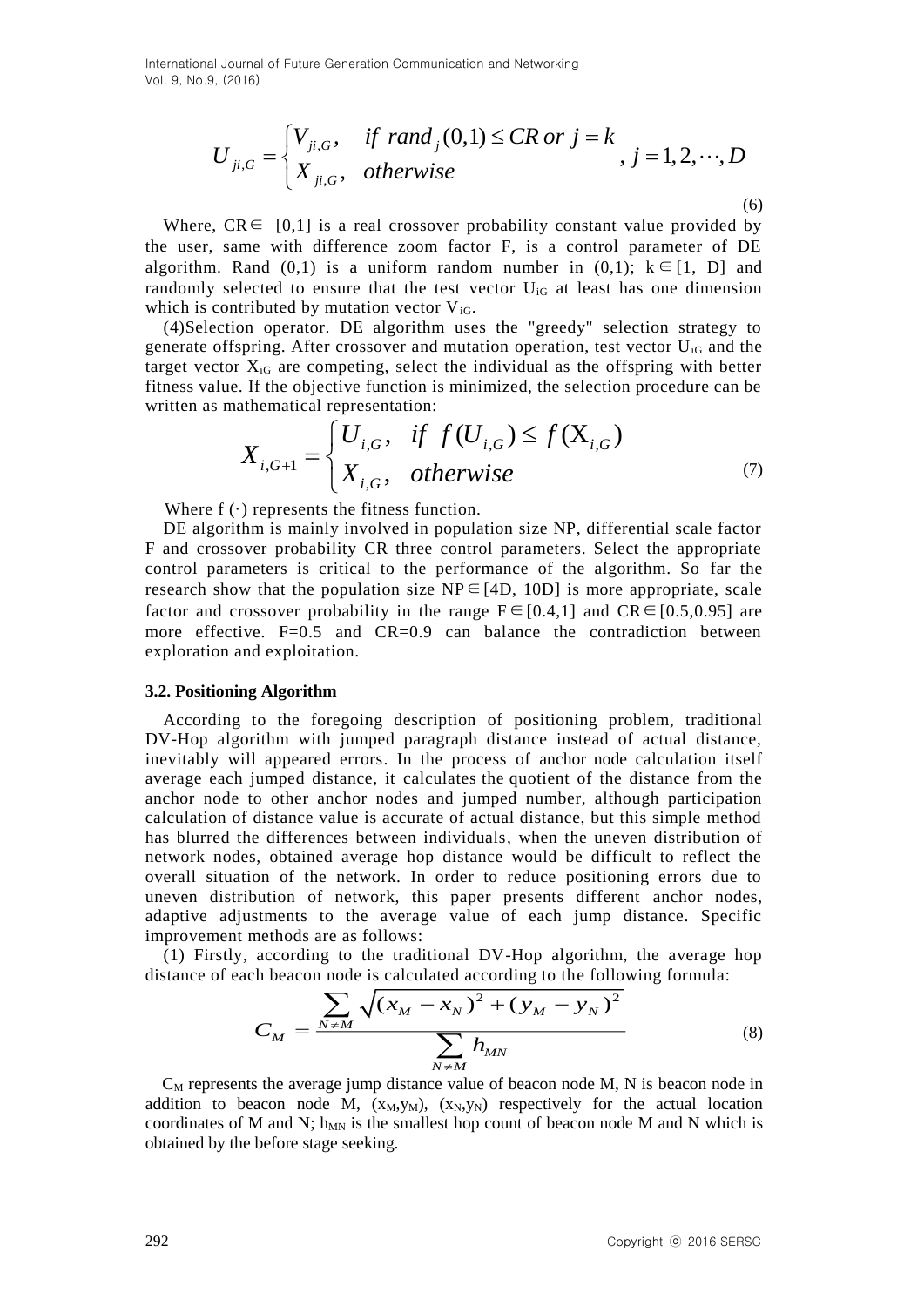$$U_{ji,G} = \begin{cases} V_{ji,G}, & if\ rand_j(0,1) \le CR\ or\ j = k \\ X_{ji,G}, & otherwise \end{cases}, j = 1, 2, \cdots, D \tag{6}$$

Where, CR∈ [0,1] is a real crossover probability constant value provided by the user, same with difference zoom factor F, is a control parameter of DE algorithm. Rand (0,1) is a uniform random number in (0,1); k∈[1, D] and randomly selected to ensure that the test vector $U_{iG}$ at least has one dimension which is contributed by mutation vector $V_{iG}$.

(4)Selection operator. DE algorithm uses the "greedy" selection strategy to generate offspring. After crossover and mutation operation, test vector $U_{iG}$ and the target vector $X_{iG}$ are competing, select the individual as the offspring with better fitness value. If the objective function is minimized, the selection procedure can be written as mathematical representation:

$$X_{i,G+1} = \begin{cases} U_{i,G}, & if\ f(U_{i,G}) \le f(X_{i,G}) \\ X_{i,G}, & otherwise \end{cases} \tag{7}$$

Where f (·) represents the fitness function.

DE algorithm is mainly involved in population size NP, differential scale factor F and crossover probability CR three control parameters. Select the appropriate control parameters is critical to the performance of the algorithm. So far the research show that the population size NP∈[4D, 10D] is more appropriate, scale factor and crossover probability in the range F∈[0.4,1] and CR∈[0.5,0.95] are more effective. F=0.5 and CR=0.9 can balance the contradiction between exploration and exploitation.

### 3.2. Positioning Algorithm

According to the foregoing description of positioning problem, traditional DV-Hop algorithm with jumped paragraph distance instead of actual distance, inevitably will appeared errors. In the process of anchor node calculation itself average each jumped distance, it calculates the quotient of the distance from the anchor node to other anchor nodes and jumped number, although participation calculation of distance value is accurate of actual distance, but this simple method has blurred the differences between individuals, when the uneven distribution of network nodes, obtained average hop distance would be difficult to reflect the overall situation of the network. In order to reduce positioning errors due to uneven distribution of network, this paper presents different anchor nodes, adaptive adjustments to the average value of each jump distance. Specific improvement methods are as follows:

(1) Firstly, according to the traditional DV-Hop algorithm, the average hop distance of each beacon node is calculated according to the following formula:

$$C_M = \frac{\sum_{N \ne M} \sqrt{(x_M - x_N)^2 + (y_M - y_N)^2}}{\sum_{N \ne M} h_{MN}} \tag{8}$$

$C_M$ represents the average jump distance value of beacon node M, N is beacon node in addition to beacon node M, $(x_M,y_M)$, $(x_N,y_N)$ respectively for the actual location coordinates of M and N; $h_{MN}$ is the smallest hop count of beacon node M and N which is obtained by the before stage seeking.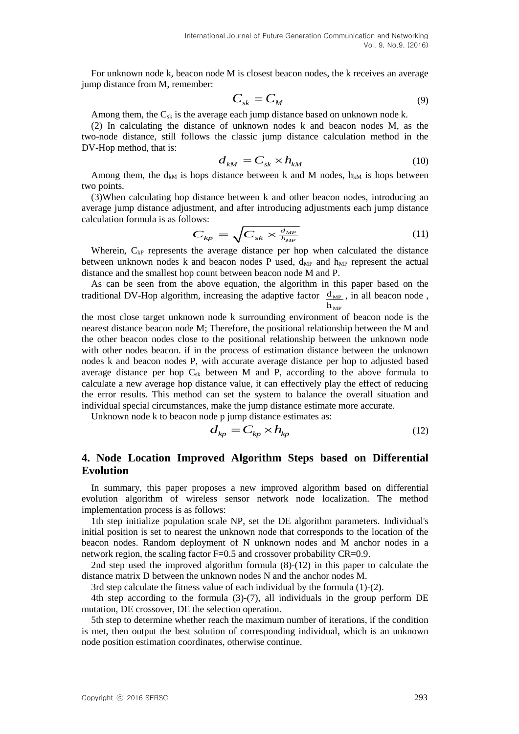For unknown node k, beacon node M is closest beacon nodes, the k receives an average jump distance from M, remember:

$$C_{sk} = C_M \tag{9}$$

Among them, the $C_{sk}$ is the average each jump distance based on unknown node k.

(2) In calculating the distance of unknown nodes k and beacon nodes M, as the two-node distance, still follows the classic jump distance calculation method in the DV-Hop method, that is:

$$d_{kM} = C_{sk} \times h_{kM} \tag{10}$$

Among them, the $d_{kM}$ is hops distance between k and M nodes, $h_{kM}$ is hops between two points.

(3)When calculating hop distance between k and other beacon nodes, introducing an average jump distance adjustment, and after introducing adjustments each jump distance calculation formula is as follows:

$$C_{kp} = \sqrt{C_{sk} \times \frac{d_{MP}}{h_{MP}}} \tag{11}$$

Wherein, $C_{kP}$ represents the average distance per hop when calculated the distance between unknown nodes k and beacon nodes P used, $d_{MP}$ and $h_{MP}$ represent the actual distance and the smallest hop count between beacon node M and P.

As can be seen from the above equation, the algorithm in this paper based on the traditional DV-Hop algorithm, increasing the adaptive factor $\frac{d_{MP}}{h_{MP}}$, in all beacon node , the most close target unknown node k surrounding environment of beacon node is the nearest distance beacon node M; Therefore, the positional relationship between the M and the other beacon nodes close to the positional relationship between the unknown node with other nodes beacon. if in the process of estimation distance between the unknown nodes k and beacon nodes P, with accurate average distance per hop to adjusted based average distance per hop $C_{sk}$ between M and P, according to the above formula to calculate a new average hop distance value, it can effectively play the effect of reducing the error results. This method can set the system to balance the overall situation and individual special circumstances, make the jump distance estimate more accurate.

Unknown node k to beacon node p jump distance estimates as:

$$d_{kp} = C_{kp} \times h_{kp} \tag{12}$$

## 4. Node Location Improved Algorithm Steps based on Differential Evolution

In summary, this paper proposes a new improved algorithm based on differential evolution algorithm of wireless sensor network node localization. The method implementation process is as follows:

1th step initialize population scale NP, set the DE algorithm parameters. Individual's initial position is set to nearest the unknown node that corresponds to the location of the beacon nodes. Random deployment of N unknown nodes and M anchor nodes in a network region, the scaling factor F=0.5 and crossover probability CR=0.9.

2nd step used the improved algorithm formula (8)-(12) in this paper to calculate the distance matrix D between the unknown nodes N and the anchor nodes M.

3rd step calculate the fitness value of each individual by the formula (1)-(2).

4th step according to the formula (3)-(7), all individuals in the group perform DE mutation, DE crossover, DE the selection operation.

5th step to determine whether reach the maximum number of iterations, if the condition is met, then output the best solution of corresponding individual, which is an unknown node position estimation coordinates, otherwise continue.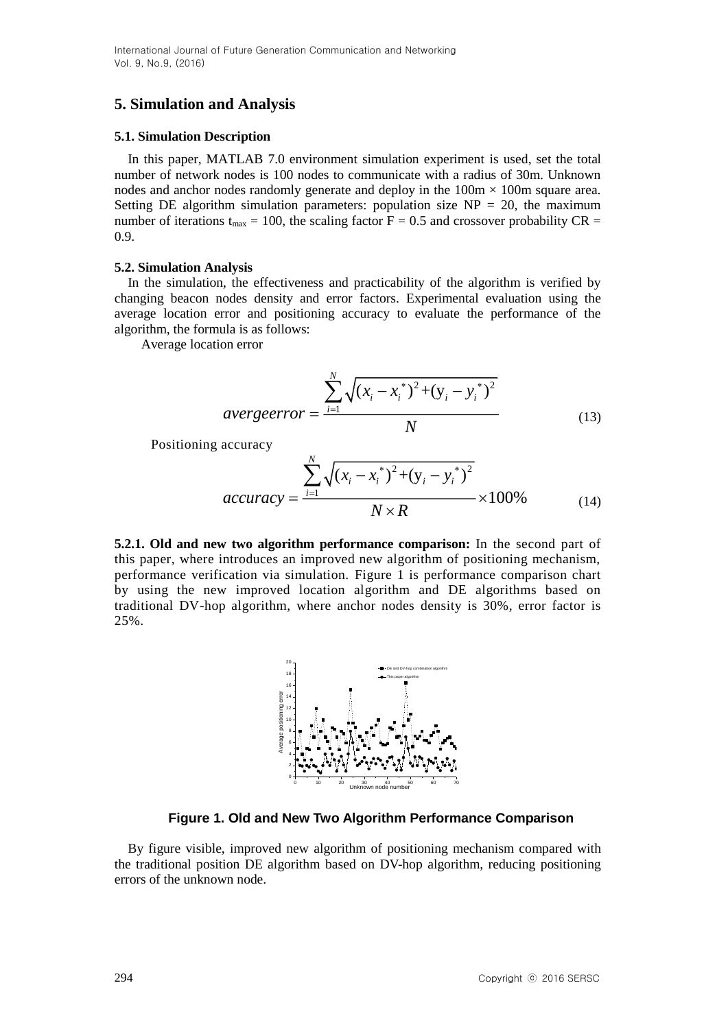## 5. Simulation and Analysis

### 5.1. Simulation Description

In this paper, MATLAB 7.0 environment simulation experiment is used, set the total number of network nodes is 100 nodes to communicate with a radius of 30m. Unknown nodes and anchor nodes randomly generate and deploy in the 100m × 100m square area. Setting DE algorithm simulation parameters: population size NP = 20, the maximum number of iterations $t_{max}$ = 100, the scaling factor F = 0.5 and crossover probability CR = 0.9.

### 5.2. Simulation Analysis

In the simulation, the effectiveness and practicability of the algorithm is verified by changing beacon nodes density and error factors. Experimental evaluation using the average location error and positioning accuracy to evaluate the performance of the algorithm, the formula is as follows:

Average location error

$$avergeerror = \frac{\sum_{i=1}^{N} \sqrt{(x_i - x_i^*)^2 + (y_i - y_i^*)^2}}{N} \tag{13}$$

Positioning accuracy

$$accuracy = \frac{\sum_{i=1}^{N} \sqrt{(x_i - x_i^*)^2 + (y_i - y_i^*)^2}}{N \times R} \times 100\% \tag{14}$$

**5.2.1. Old and new two algorithm performance comparison:** In the second part of this paper, where introduces an improved new algorithm of positioning mechanism, performance verification via simulation. Figure 1 is performance comparison chart by using the new improved location algorithm and DE algorithms based on traditional DV-hop algorithm, where anchor nodes density is 30%, error factor is 25%.

**Figure 1. Old and New Two Algorithm Performance Comparison**

By figure visible, improved new algorithm of positioning mechanism compared with the traditional position DE algorithm based on DV-hop algorithm, reducing positioning errors of the unknown node.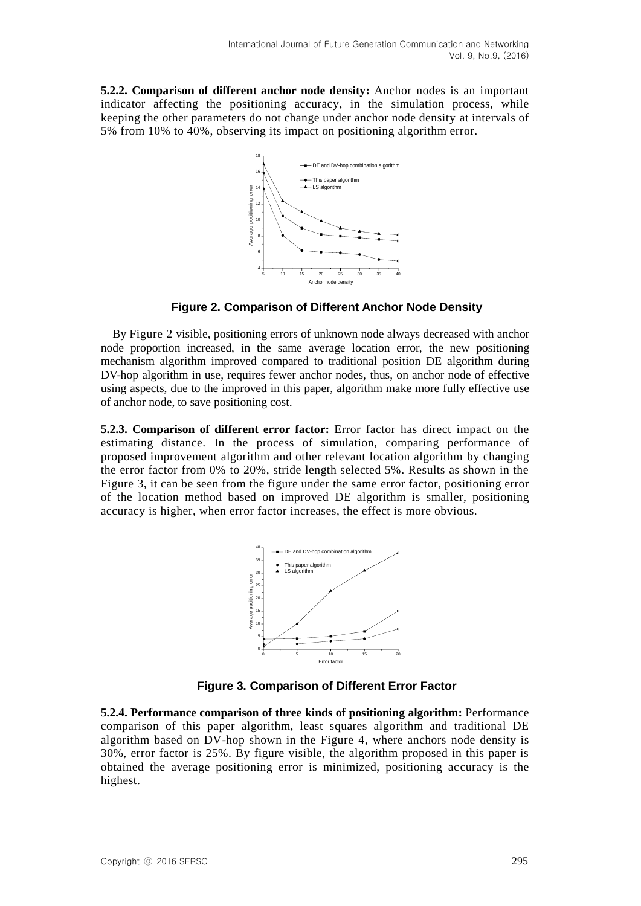**5.2.2. Comparison of different anchor node density:** Anchor nodes is an important indicator affecting the positioning accuracy, in the simulation process, while keeping the other parameters do not change under anchor node density at intervals of 5% from 10% to 40%, observing its impact on positioning algorithm error.

**Figure 2. Comparison of Different Anchor Node Density**

By Figure 2 visible, positioning errors of unknown node always decreased with anchor node proportion increased, in the same average location error, the new positioning mechanism algorithm improved compared to traditional position DE algorithm during DV-hop algorithm in use, requires fewer anchor nodes, thus, on anchor node of effective using aspects, due to the improved in this paper, algorithm make more fully effective use of anchor node, to save positioning cost.

**5.2.3. Comparison of different error factor:** Error factor has direct impact on the estimating distance. In the process of simulation, comparing performance of proposed improvement algorithm and other relevant location algorithm by changing the error factor from 0% to 20%, stride length selected 5%. Results as shown in the Figure 3, it can be seen from the figure under the same error factor, positioning error of the location method based on improved DE algorithm is smaller, positioning accuracy is higher, when error factor increases, the effect is more obvious.

**Figure 3. Comparison of Different Error Factor**

**5.2.4. Performance comparison of three kinds of positioning algorithm:** Performance comparison of this paper algorithm, least squares algorithm and traditional DE algorithm based on DV-hop shown in the Figure 4, where anchors node density is 30%, error factor is 25%. By figure visible, the algorithm proposed in this paper is obtained the average positioning error is minimized, positioning accuracy is the highest.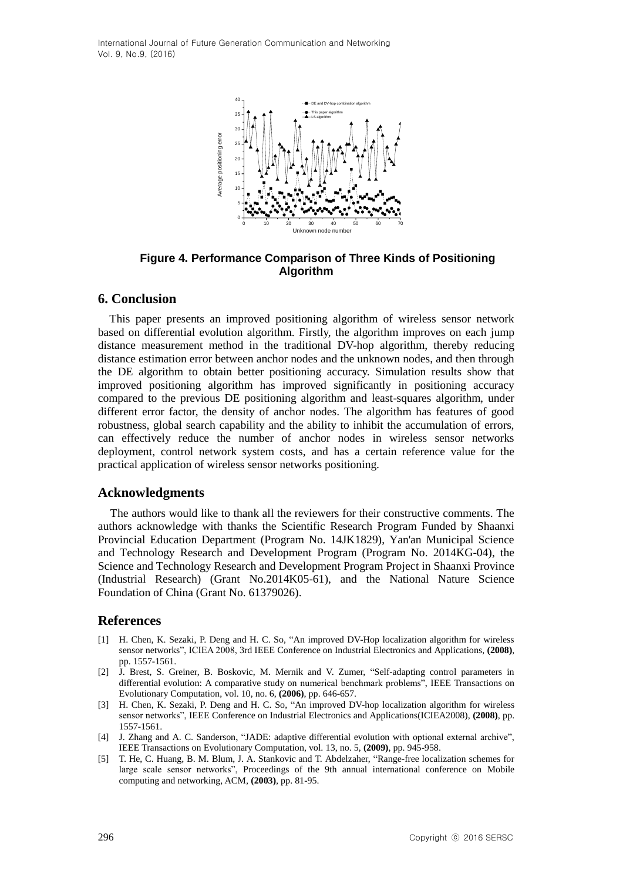**Figure 4. Performance Comparison of Three Kinds of Positioning Algorithm**

## 6. Conclusion

This paper presents an improved positioning algorithm of wireless sensor network based on differential evolution algorithm. Firstly, the algorithm improves on each jump distance measurement method in the traditional DV-hop algorithm, thereby reducing distance estimation error between anchor nodes and the unknown nodes, and then through the DE algorithm to obtain better positioning accuracy. Simulation results show that improved positioning algorithm has improved significantly in positioning accuracy compared to the previous DE positioning algorithm and least-squares algorithm, under different error factor, the density of anchor nodes. The algorithm has features of good robustness, global search capability and the ability to inhibit the accumulation of errors, can effectively reduce the number of anchor nodes in wireless sensor networks deployment, control network system costs, and has a certain reference value for the practical application of wireless sensor networks positioning.

## Acknowledgments

The authors would like to thank all the reviewers for their constructive comments. The authors acknowledge with thanks the Scientific Research Program Funded by Shaanxi Provincial Education Department (Program No. 14JK1829), Yan'an Municipal Science and Technology Research and Development Program (Program No. 2014KG-04), the Science and Technology Research and Development Program Project in Shaanxi Province (Industrial Research) (Grant No.2014K05-61), and the National Nature Science Foundation of China (Grant No. 61379026).

## References

[1] H. Chen, K. Sezaki, P. Deng and H. C. So, "An improved DV-Hop localization algorithm for wireless sensor networks", ICIEA 2008, 3rd IEEE Conference on Industrial Electronics and Applications, **(2008)**, pp. 1557-1561.

[2] J. Brest, S. Greiner, B. Boskovic, M. Mernik and V. Zumer, "Self-adapting control parameters in differential evolution: A comparative study on numerical benchmark problems", IEEE Transactions on Evolutionary Computation, vol. 10, no. 6, **(2006)**, pp. 646-657.

[3] H. Chen, K. Sezaki, P. Deng and H. C. So, "An improved DV-hop localization algorithm for wireless sensor networks", IEEE Conference on Industrial Electronics and Applications(ICIEA2008), **(2008)**, pp. 1557-1561.

[4] J. Zhang and A. C. Sanderson, "JADE: adaptive differential evolution with optional external archive", IEEE Transactions on Evolutionary Computation, vol. 13, no. 5, **(2009)**, pp. 945-958.

[5] T. He, C. Huang, B. M. Blum, J. A. Stankovic and T. Abdelzaher, "Range-free localization schemes for large scale sensor networks", Proceedings of the 9th annual international conference on Mobile computing and networking, ACM, **(2003)**, pp. 81-95.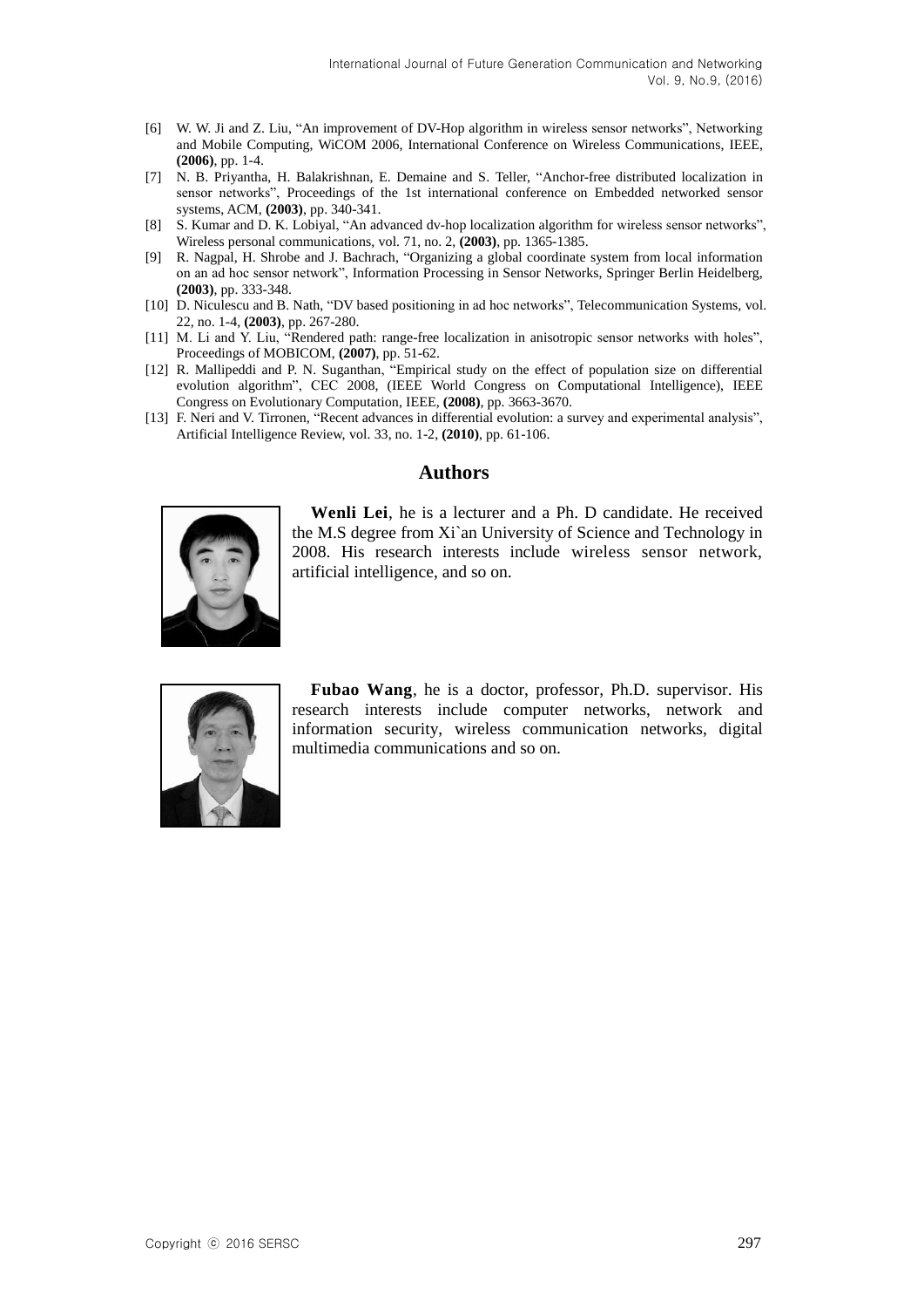[6] W. W. Ji and Z. Liu, "An improvement of DV-Hop algorithm in wireless sensor networks", Networking and Mobile Computing, WiCOM 2006, International Conference on Wireless Communications, IEEE, **(2006)**, pp. 1-4.

[7] N. B. Priyantha, H. Balakrishnan, E. Demaine and S. Teller, "Anchor-free distributed localization in sensor networks", Proceedings of the 1st international conference on Embedded networked sensor systems, ACM, **(2003)**, pp. 340-341.

[8] S. Kumar and D. K. Lobiyal, "An advanced dv-hop localization algorithm for wireless sensor networks", Wireless personal communications, vol. 71, no. 2, **(2003)**, pp. 1365-1385.

[9] R. Nagpal, H. Shrobe and J. Bachrach, "Organizing a global coordinate system from local information on an ad hoc sensor network", Information Processing in Sensor Networks, Springer Berlin Heidelberg, **(2003)**, pp. 333-348.

[10] D. Niculescu and B. Nath, "DV based positioning in ad hoc networks", Telecommunication Systems, vol. 22, no. 1-4, **(2003)**, pp. 267-280.

[11] M. Li and Y. Liu, "Rendered path: range-free localization in anisotropic sensor networks with holes", Proceedings of MOBICOM, **(2007)**, pp. 51-62.

[12] R. Mallipeddi and P. N. Suganthan, "Empirical study on the effect of population size on differential evolution algorithm", CEC 2008, (IEEE World Congress on Computational Intelligence), IEEE Congress on Evolutionary Computation, IEEE, **(2008)**, pp. 3663-3670.

[13] F. Neri and V. Tirronen, "Recent advances in differential evolution: a survey and experimental analysis", Artificial Intelligence Review, vol. 33, no. 1-2, **(2010)**, pp. 61-106.

## Authors

**Wenli Lei**, he is a lecturer and a Ph. D candidate. He received the M.S degree from Xi`an University of Science and Technology in 2008. His research interests include wireless sensor network, artificial intelligence, and so on.

**Fubao Wang**, he is a doctor, professor, Ph.D. supervisor. His research interests include computer networks, network and information security, wireless communication networks, digital multimedia communications and so on.